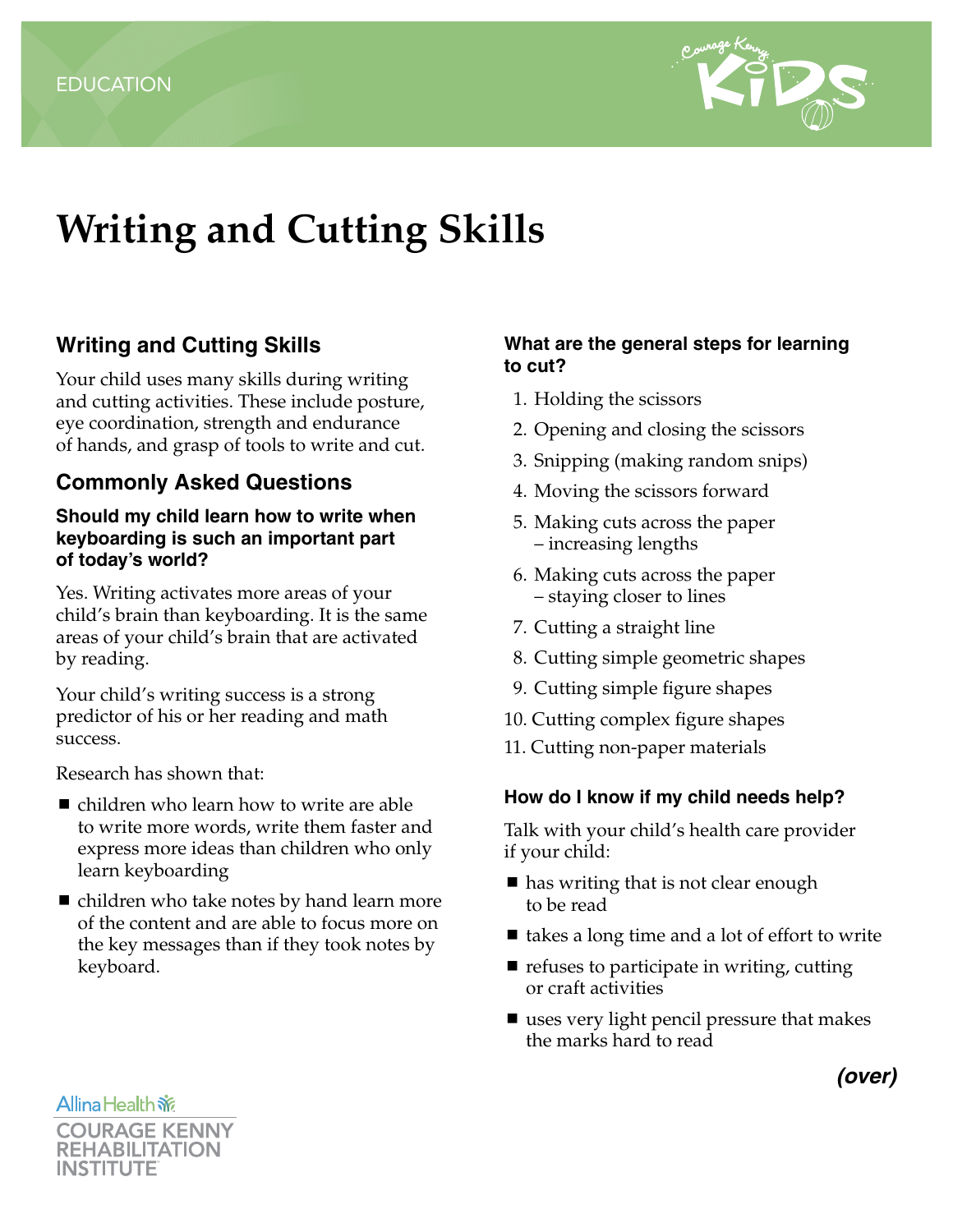EDUCATION

# Writing and Cutting Skills

## Writing and Cutting Skills

Your child uses many skills during writing and cutting activities. These include posture, eye coordination, strength and endurance of hands, and grasp of tools to write and cut.

## Commonly Asked Questions

### Should my child learn how to write when keyboarding is such an important part of today's world?

Yes. Writing activates more areas of your child's brain than keyboarding. It is the same areas of your child's brain that are activated by reading.

Your child's writing success is a strong predictor of his or her reading and math success.

Research has shown that:

- children who learn how to write are able to write more words, write them faster and express more ideas than children who only learn keyboarding
- children who take notes by hand learn more of the content and are able to focus more on the key messages than if they took notes by keyboard.

### What are the general steps for learning to cut?

1. Holding the scissors
2. Opening and closing the scissors
3. Snipping (making random snips)
4. Moving the scissors forward
5. Making cuts across the paper – increasing lengths
6. Making cuts across the paper – staying closer to lines
7. Cutting a straight line
8. Cutting simple geometric shapes
9. Cutting simple figure shapes
10. Cutting complex figure shapes
11. Cutting non-paper materials

### How do I know if my child needs help?

Talk with your child's health care provider if your child:

- has writing that is not clear enough to be read
- takes a long time and a lot of effort to write
- refuses to participate in writing, cutting or craft activities
- uses very light pencil pressure that makes the marks hard to read

***(over)***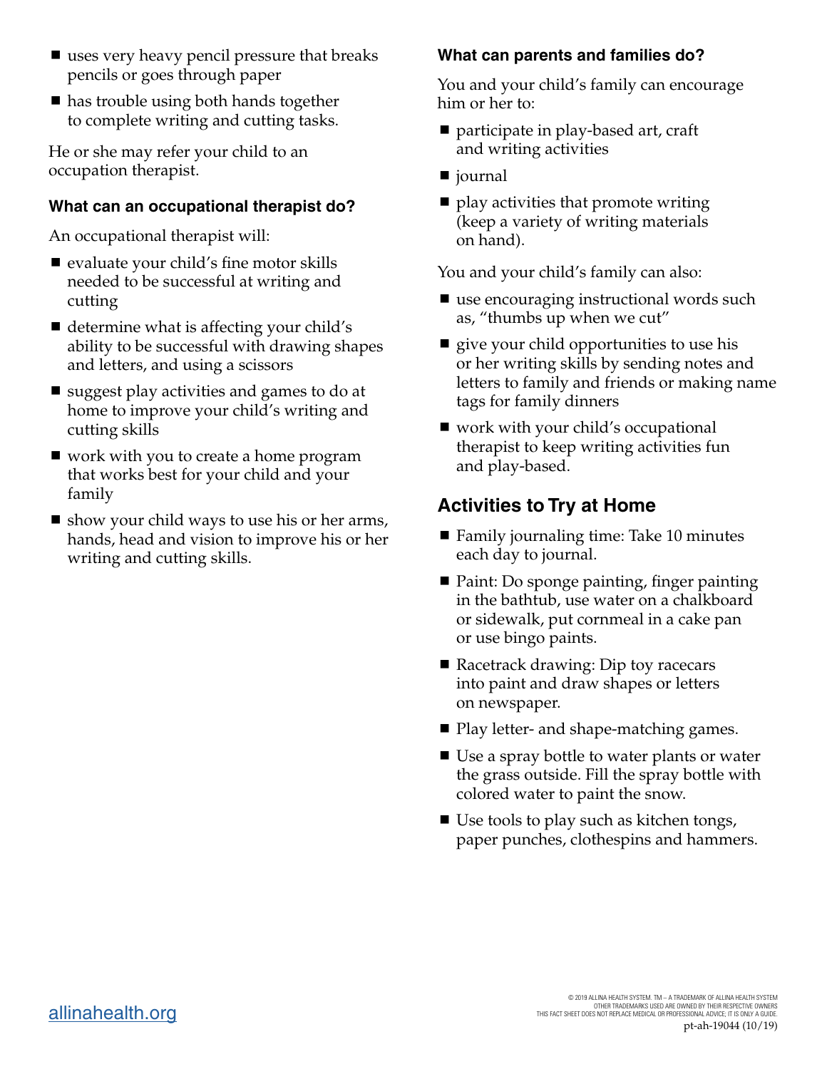- uses very heavy pencil pressure that breaks pencils or goes through paper
- has trouble using both hands together to complete writing and cutting tasks.

He or she may refer your child to an occupation therapist.

### What can an occupational therapist do?

An occupational therapist will:

- evaluate your child's fine motor skills needed to be successful at writing and cutting
- determine what is affecting your child's ability to be successful with drawing shapes and letters, and using a scissors
- suggest play activities and games to do at home to improve your child's writing and cutting skills
- work with you to create a home program that works best for your child and your family
- show your child ways to use his or her arms, hands, head and vision to improve his or her writing and cutting skills.

### What can parents and families do?

You and your child's family can encourage him or her to:

- participate in play-based art, craft and writing activities
- journal
- play activities that promote writing (keep a variety of writing materials on hand).

You and your child's family can also:

- use encouraging instructional words such as, "thumbs up when we cut"
- give your child opportunities to use his or her writing skills by sending notes and letters to family and friends or making name tags for family dinners
- work with your child's occupational therapist to keep writing activities fun and play-based.

## Activities to Try at Home

- Family journaling time: Take 10 minutes each day to journal.
- Paint: Do sponge painting, finger painting in the bathtub, use water on a chalkboard or sidewalk, put cornmeal in a cake pan or use bingo paints.
- Racetrack drawing: Dip toy racecars into paint and draw shapes or letters on newspaper.
- Play letter- and shape-matching games.
- Use a spray bottle to water plants or water the grass outside. Fill the spray bottle with colored water to paint the snow.
- Use tools to play such as kitchen tongs, paper punches, clothespins and hammers.

allinahealth.org

© 2019 ALLINA HEALTH SYSTEM. TM – A TRADEMARK OF ALLINA HEALTH SYSTEM
OTHER TRADEMARKS USED ARE OWNED BY THEIR RESPECTIVE OWNERS
THIS FACT SHEET DOES NOT REPLACE MEDICAL OR PROFESSIONAL ADVICE; IT IS ONLY A GUIDE.
pt-ah-19044 (10/19)